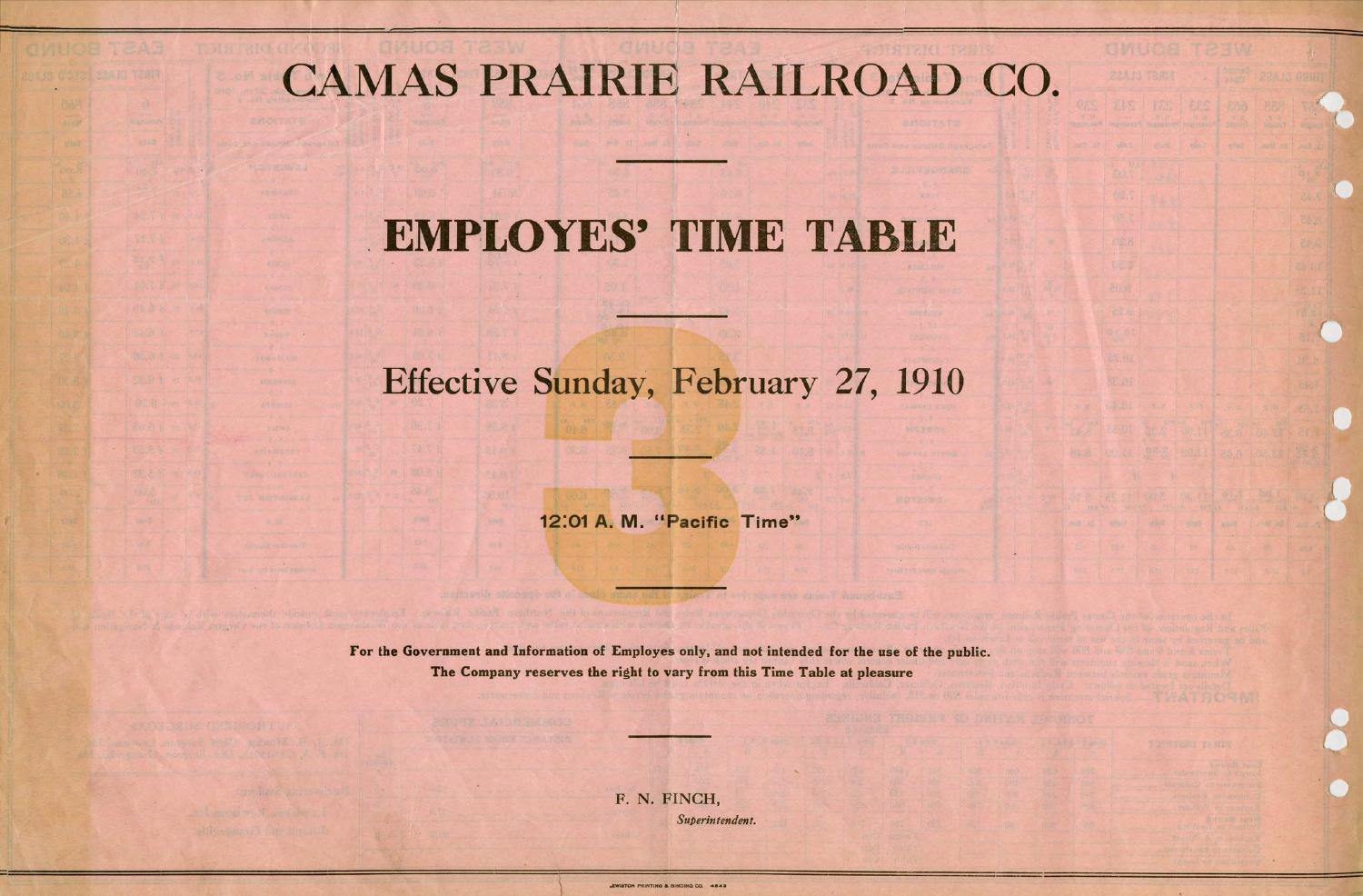# CAMAS PRAIRIE RAILROAD CO.

---

# EMPLOYES' TIME TABLE

---

## 3

## Effective Sunday, February 27, 1910

---

**12:01 A. M. "Pacific Time"**

---

**For the Government and Information of Employes only, and not intended for the use of the public.**

**The Company reserves the right to vary from this Time Table at pleasure**

---

F. N. FINCH,

*Superintendent.*

LEWISTON PRINTING & BINDING CO. 4843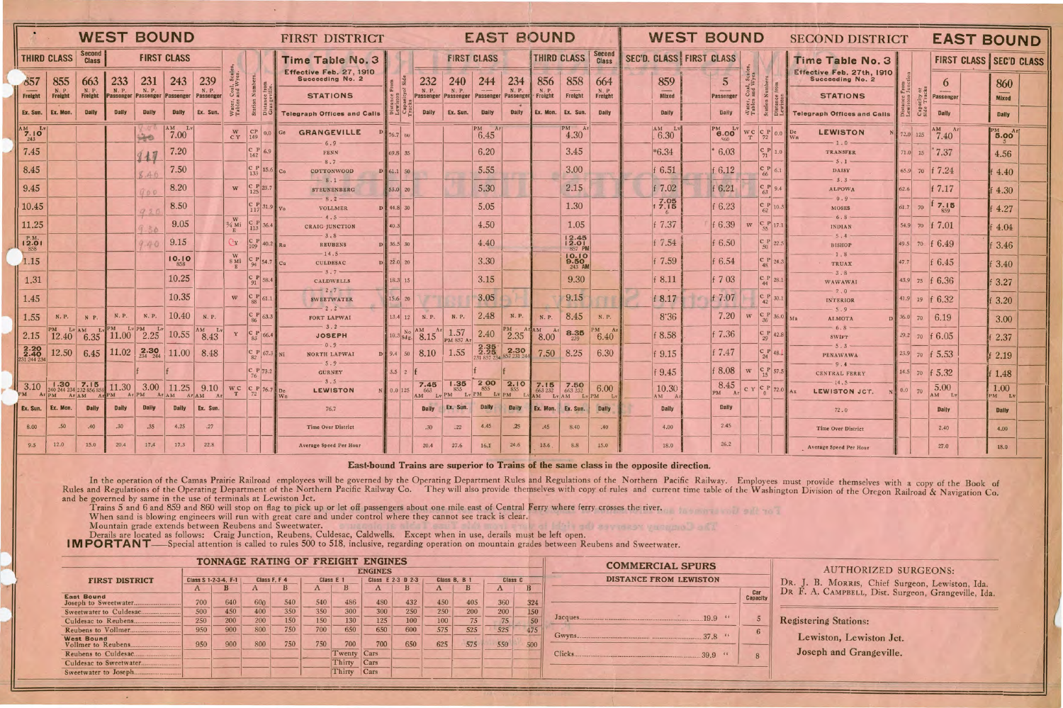# FIRST DISTRICT — Time Table No. 3

Effective Feb. 27, 1910. Succeeding No. 2

| WEST BOUND — Third Class: 857 Freight, Ex. Sun. | Third Class: 855 N.P. Freight, Ex. Mon. | Second Class: 663 N.P. Freight, Daily | First Class: 233 N.P. Passenger, Daily | First Class: 231 N.P. Passenger, Daily | First Class: 243 Passenger, Daily | First Class: 239 N.P. Passenger, Ex. Sun. | Water, Coal, Scales, Tables and Wyes | Station Numbers | Distance from Grangeville | STATIONS — Telegraph Offices and Calls | Distance From Lewiston | Capacity of Side Tracks | EAST BOUND — First Class: 232 N.P. Passenger, Daily | First Class: 240 N.P. Passenger, Ex. Sun. | First Class: 244 Passenger, Daily | First Class: 234 N.P. Passenger, Daily | Third Class: 856 N.P. Freight, Ex. Mon. | Third Class: 858 Freight, Ex. Sun. | Second Class: 664 N.P. Freight, Daily |
|---|---|---|---|---|---|---|---|---|---|---|---|---|---|---|---|---|---|---|---|
| AM Lv 7.10 243 | | | | | AM Lv 7.00 | | W C Y | C P 149 | 0.0 | Ge GRANGEVILLE D | 76.7 | 00 | | | PM Ar 6.45 | | | PM Ar 4.30 | |
| 7.45 | | | | | 7.20 | | | C P 142 | 6.9 | FENN (6.9) | 69.8 | 35 | | | 6.20 | | | 3.45 | |
| 8.45 | | | | | 7.50 | | | C P 135 | 15.6 | Co COTTONWOOD D (8.7) | 61.1 | 50 | | | 5.55 | | | 3.00 | |
| 9.45 | | | | | 8.20 | | W | C P 125 | 25.7 | STEUNENBERG (8.1) | 53.0 | 20 | | | 5.30 | | | 2.15 | |
| 10.45 | | | | | 8.50 | | | C P 117 | 31.9 | Vo VOLLMER D (8.2) | 44.8 | 30 | | | 5.05 | | | 1.30 | |
| 11.25 | | | | | 9.05 | | W 3/4 Mi E | C P 113 | 36.4 | CRAIG JUNCTION (4.5) | 40.3 | | | | 4.50 | | | 1.05 | |
| P.M. 12.01 858 | | | | | 9.15 | | C Y | C P 109 | 40.2 | Ru REUBENS D (3.8) | 36.5 | 30 | | | 4.40 | | | 12.45 12.01 857 PM | |
| 1.15 | | | | | 10.10 858 | | W 8 Mi E | C P 94 | 54.7 | Cu CULDESAC D (14.5) | 22.0 | 20 | | | 3.30 | | | 10.10 9.50 243 AM | |
| 1.31 | | | | | 10.25 | | | C P 91 | 58.4 | CALDWELLS (3.7) | 18.3 | 15 | | | 3.15 | | | 9.30 | |
| 1.45 | | | | | 10.35 | | W | C P 88 | 61.1 | SWEETWATER (2.7) | 15.6 | 20 | | | 3.05 | | | 9.15 | |
| 1.55 | N. P. | N. P. | N. P. | N. P. | 10.40 | N. P. | | C P 86 | 63.3 | FORT LAPWAI (2.2) | 13.4 | 12 | N. P. | N. P. | 2.48 | N. P. | N. P. | 8.45 | N. P. |
| 2.15 | PM Lv 12.40 | AM Lv 6.35 | 11.00 | PM Lv 2.25 | 10.55 | AM Lv 8.43 | Y | C P 85 | 66.4 | JOSEPH (3.2) | 10.3 | No Sdg. | AM Ar 8.15 | 1.57 PM 857 Ar | 2.40 | PM Ar 2.35 | AM Ar 8.00 | 8.35 239 | PM Ar 6.40 |
| 2.20 2.40 231 244 234 | 12.50 | 6.45 | 11.02 | 2.30 234 244 | 11.00 | 8.48 | | C P 82 | 67.3 | Ni NORTH LAPWAI D (0.9) | 9.4 | 50 | 8.10 | 1.55 | 2.35 2.25 231 857 234 | 2.30 857 231 244 | 7.50 | 8.25 | 6.30 |
| | | | f | f | | | | C P 76 | 73.2 | GURNEY (5.9) | 3.5 | 2 | f | | f | f | | | |
| 3.10 PM Ar | 1.30 240 244 234 PM Ar | 7.15 232 856 858 AM Ar | 11.30 PM Ar | 3.00 PM Ar | 11.25 AM Ar | 9.10 AM Ar | C Y T | C P 72 | 76.7 | De Wn LEWISTON N (3.5) | 0.0 | 125 | 7.45 663 AM Lv | 1.35 855 PM Lv | 2.00 855 PM Lv | 2.10 855 PM Lv | 7.15 663 232 AM Lv | 7.50 663 232 AM Lv | 6.00 PM Lv |
| Ex. Sun. | Ex. Mon. | Daily | Daily | Daily | Daily | Ex. Sun. | | | | 76.7 | | | Daily | Ex. Sun. | Daily | Daily | Ex. Mon. | Ex. Sun. | Daily |
| 8.00 | .50 | .40 | .30 | .35 | 4.25 | .27 | | | | Time Over District | | | .30 | .22 | 4.45 | .25 | .45 | 8.40 | .40 |
| 9.5 | 12.0 | 15.0 | 20.4 | 17.4 | 17.3 | 22.8 | | | | Average Speed Per Hour | | | 20.4 | 27.6 | 16.1 | 24.6 | 13.6 | 8.8 | 15.0 |

# SECOND DISTRICT — Time Table No. 3

Effective Feb. 27th, 1910. Succeeding No. 2

| WEST BOUND — Sec'd Class: 859 Mixed, Daily | First Class: 5 Passenger, Daily | Water, Coal, Scales, Tables and Wyes | Station Numbers | Distance from Lewiston | STATIONS — Telegraph Offices and Calls | Distance From Lewiston Junction | Capacity of Side Tracks | EAST BOUND — First Class: 6 Passenger, Daily | Sec'd Class: 860 Mixed, Daily |
|---|---|---|---|---|---|---|---|---|---|
| AM Lv 6.30 | PM Lv 6.00 860 | W C T | C P 72 | 0.0 | De Wn LEWISTON N | 72.0 | 125 | AM Ar 7.40 | PM Ar 5.00 5 |
| *6.34 | * 6.03 | | C P 71 | 1.0 | TRANSFER (1.0) | 71.0 | 15 | *7.37 | 4.56 |
| f 6.51 | f 6.12 | | C P 66 | 6.1 | DAISY (5.1) | 65.9 | 70 | f 7.24 | f 4.40 |
| f 7.02 | f 6.21 | | C P 63 | 9.4 | ALPOWA (3.3) | 62.6 | | f 7.17 | f 4.30 |
| f 7.05 7.15 6 | f 6.23 | | C P 62 | 10.3 | MOSES (0.9) | 61.7 | 70 | f 7.15 859 | f 4.27 |
| f 7.37 | f 6.39 | W | C P 55 | 17.1 | INDIAN (6.8) | 54.9 | 70 | f 7.01 | f 4.04 |
| f 7.54 | f 6.50 | | C P 50 | 22.5 | BISHOP (5.4) | 49.5 | 70 | f 6.49 | f 3.46 |
| f 7.59 | f 6.54 | | C P 48 | 24.3 | TRUAX (1.8) | 47.7 | | f 6.45 | f 3.40 |
| f 8.11 | f 7.03 | | C P 44 | 28.1 | WAWAWAI (3.8) | 43.9 | 75 | f 6.36 | f 3.27 |
| f 8.17 | f 7.07 | | C P 42 | 30.1 | INTERIOR (2.0) | 41.9 | 19 | f 6.32 | f 3.20 |
| 8.36 | 7.20 | W | C P 36 | 36.0 | Ma ALMOTA D (5.9) | 36.0 | 70 | 6.19 | 3.00 |
| f 8.58 | f 7.36 | | C P 29 | 42.8 | SWIFT (6.8) | 29.2 | 70 | f 6.05 | f 2.37 |
| f 9.15 | f 7.47 | | C P 24 | 48.1 | PENAWAWA (5.3) | 23.9 | 70 | f 5.53 | f 2.19 |
| f 9.45 | f 8.08 | W | C P 15 | 57.5 | CENTRAL FERRY (9.4) | 14.5 | 70 | f 5.32 | f 1.48 |
| 10.30 AM Ar | 8.45 PM Ar | C Y | C P 0 | 72.0 | Az LEWISTON JCT. N (14.5) | 0.0 | 70 | 5.00 AM Lv | 1.00 PM Lv |
| Daily | Daily | | | | 72.0 | | | Daily | Daily |
| 4.00 | 2.45 | | | | Time Over District | | | 2.40 | 4.00 |
| 18.0 | 26.2 | | | | Average Speed Per Hour | | | 27.0 | 18.0 |

**East-bound Trains are superior to Trains of the same class in the opposite direction.**

In the operation of the Camas Prairie Railroad employees will be governed by the Operating Department Rules and Regulations of the Northern Pacific Railway. Employees must provide themselves with a copy of the Book of Rules and Regulations of the Operating Department of the Northern Pacific Railway Co. They will also provide themselves with copy of rules and current time table of the Washington Division of the Oregon Railroad & Navigation Co. and be governed by same in the use of terminals at Lewiston Jct.

Trains 5 and 6 and 859 and 860 will stop on flag to pick up or let off passengers about one mile east of Central Ferry where ferry crosses the river.

When sand is blowing engineers will run with great care and under control where they cannot see track is clear.

Mountain grade extends between Reubens and Sweetwater.

Derails are located as follows: Craig Junction, Reubens, Culdesac, Caldwells. Except when in use, derails must be left open.

**IMPORTANT**—Special attention is called to rules 500 to 518, inclusive, regarding operation on mountain grades between Reubens and Sweetwater.

## TONNAGE RATING OF FREIGHT ENGINES

| FIRST DISTRICT | Class S 1-2-3-4, F-1 A | Class S 1-2-3-4, F-1 B | Class F, F 4 A | Class F, F 4 B | Class E 1 A | Class E 1 B | Class E 2-3 D 2-3 A | Class E 2-3 D 2-3 B | Class B, B 1 A | Class B, B 1 B | Class C A | Class C B |
|---|---|---|---|---|---|---|---|---|---|---|---|---|
| **East Bound** | | | | | | | | | | | | |
| Joseph to Sweetwater | 700 | 640 | 600 | 540 | 540 | 486 | 480 | 432 | 450 | 405 | 360 | 324 |
| Sweetwater to Culdesac | 500 | 450 | 400 | 350 | 350 | 300 | 300 | 250 | 250 | 200 | 200 | 150 |
| Culdesac to Reubens | 250 | 200 | 200 | 150 | 150 | 130 | 125 | 100 | 100 | 75 | 75 | 50 |
| Reubens to Vollmer | 950 | 900 | 800 | 750 | 700 | 650 | 650 | 600 | 575 | 525 | 525 | 475 |
| **West Bound** | | | | | | | | | | | | |
| Vollmer to Reubens | 950 | 900 | 800 | 750 | 750 | 700 | 700 | 650 | 625 | 575 | 550 | 500 |
| Reubens to Culdesac | | | | | | Twenty | Cars | | | | | |
| Culdesac to Sweetwater | | | | | | Thirty | Cars | | | | | |
| Sweetwater to Joseph | | | | | | Thirty | Cars | | | | | |

## COMMERCIAL SPURS

| DISTANCE FROM LEWISTON | | Car Capacity |
|---|---|---|
| Jacques | 19.9 " | 5 |
| Gwyns | 37.8 " | 6 |
| Clicks | 39.9 " | 8 |

## AUTHORIZED SURGEONS:

DR. J. B. MORRIS, Chief Surgeon, Lewiston, Ida.
DR. F. A. CAMPBELL, Dist. Surgeon, Grangeville, Ida.

**Registering Stations:**

Lewiston, Lewiston Jct.
Joseph and Grangeville.